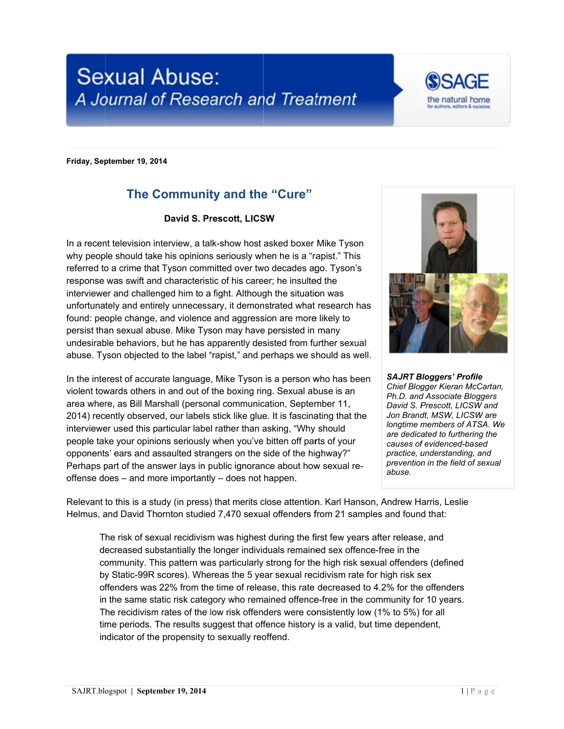# Sexual Abuse: A Journal of Research and Treatment

**Friday, September 19, 2014**

## The Community and the "Cure"

**David S. Prescott, LICSW**

In a recent television interview, a talk-show host asked boxer Mike Tyson why people should take his opinions seriously when he is a "rapist." This referred to a crime that Tyson committed over two decades ago. Tyson's response was swift and characteristic of his career; he insulted the interviewer and challenged him to a fight. Although the situation was unfortunately and entirely unnecessary, it demonstrated what research has found: people change, and violence and aggression are more likely to persist than sexual abuse. Mike Tyson may have persisted in many undesirable behaviors, but he has apparently desisted from further sexual abuse. Tyson objected to the label "rapist," and perhaps we should as well.

In the interest of accurate language, Mike Tyson is a person who has been violent towards others in and out of the boxing ring. Sexual abuse is an area where, as Bill Marshall (personal communication, September 11, 2014) recently observed, our labels stick like glue. It is fascinating that the interviewer used this particular label rather than asking, "Why should people take your opinions seriously when you've bitten off parts of your opponents' ears and assaulted strangers on the side of the highway?" Perhaps part of the answer lays in public ignorance about how sexual re-offense does – and more importantly – does not happen.

***SAJRT Bloggers' Profile***
*Chief Blogger Kieran McCartan, Ph.D. and Associate Bloggers David S. Prescott, LICSW and Jon Brandt, MSW, LICSW are longtime members of ATSA. We are dedicated to furthering the causes of evidenced-based practice, understanding, and prevention in the field of sexual abuse.*

Relevant to this is a study (in press) that merits close attention. Karl Hanson, Andrew Harris, Leslie Helmus, and David Thornton studied 7,470 sexual offenders from 21 samples and found that:

> The risk of sexual recidivism was highest during the first few years after release, and decreased substantially the longer individuals remained sex offence-free in the community. This pattern was particularly strong for the high risk sexual offenders (defined by Static-99R scores). Whereas the 5 year sexual recidivism rate for high risk sex offenders was 22% from the time of release, this rate decreased to 4.2% for the offenders in the same static risk category who remained offence-free in the community for 10 years. The recidivism rates of the low risk offenders were consistently low (1% to 5%) for all time periods. The results suggest that offence history is a valid, but time dependent, indicator of the propensity to sexually reoffend.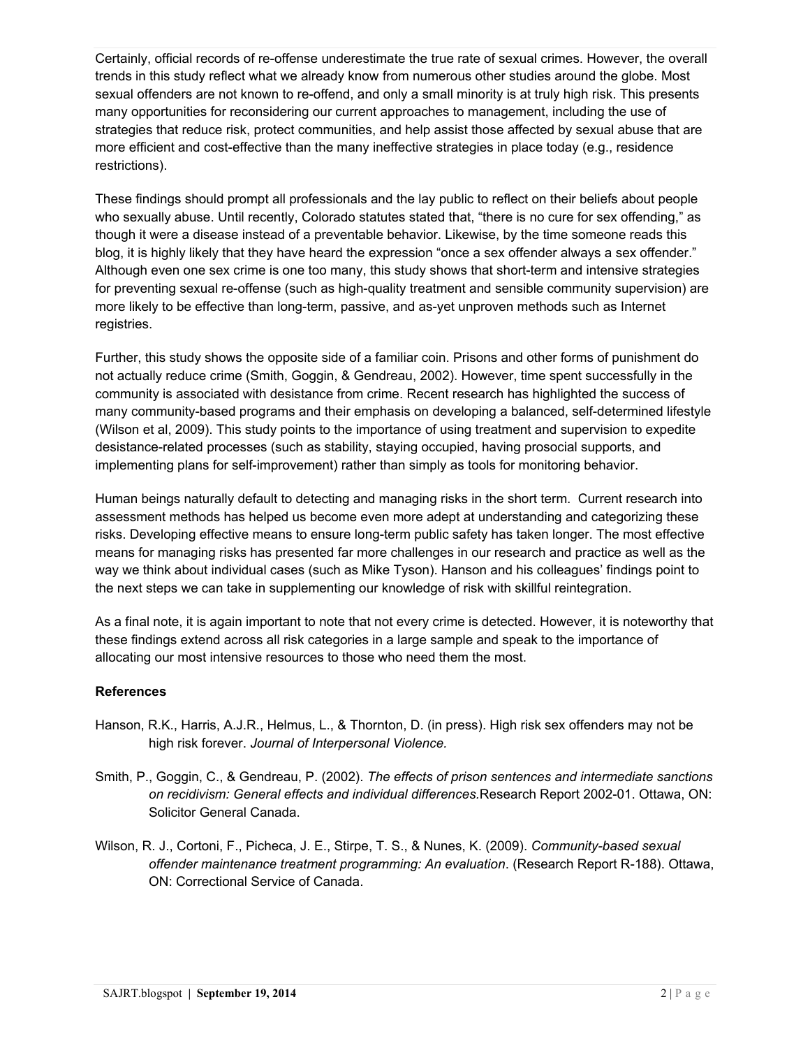Certainly, official records of re-offense underestimate the true rate of sexual crimes. However, the overall trends in this study reflect what we already know from numerous other studies around the globe. Most sexual offenders are not known to re-offend, and only a small minority is at truly high risk. This presents many opportunities for reconsidering our current approaches to management, including the use of strategies that reduce risk, protect communities, and help assist those affected by sexual abuse that are more efficient and cost-effective than the many ineffective strategies in place today (e.g., residence restrictions).

These findings should prompt all professionals and the lay public to reflect on their beliefs about people who sexually abuse. Until recently, Colorado statutes stated that, "there is no cure for sex offending," as though it were a disease instead of a preventable behavior. Likewise, by the time someone reads this blog, it is highly likely that they have heard the expression "once a sex offender always a sex offender." Although even one sex crime is one too many, this study shows that short-term and intensive strategies for preventing sexual re-offense (such as high-quality treatment and sensible community supervision) are more likely to be effective than long-term, passive, and as-yet unproven methods such as Internet registries.

Further, this study shows the opposite side of a familiar coin. Prisons and other forms of punishment do not actually reduce crime (Smith, Goggin, & Gendreau, 2002). However, time spent successfully in the community is associated with desistance from crime. Recent research has highlighted the success of many community-based programs and their emphasis on developing a balanced, self-determined lifestyle (Wilson et al, 2009). This study points to the importance of using treatment and supervision to expedite desistance-related processes (such as stability, staying occupied, having prosocial supports, and implementing plans for self-improvement) rather than simply as tools for monitoring behavior.

Human beings naturally default to detecting and managing risks in the short term. Current research into assessment methods has helped us become even more adept at understanding and categorizing these risks. Developing effective means to ensure long-term public safety has taken longer. The most effective means for managing risks has presented far more challenges in our research and practice as well as the way we think about individual cases (such as Mike Tyson). Hanson and his colleagues' findings point to the next steps we can take in supplementing our knowledge of risk with skillful reintegration.

As a final note, it is again important to note that not every crime is detected. However, it is noteworthy that these findings extend across all risk categories in a large sample and speak to the importance of allocating our most intensive resources to those who need them the most.

**References**

Hanson, R.K., Harris, A.J.R., Helmus, L., & Thornton, D. (in press). High risk sex offenders may not be high risk forever. *Journal of Interpersonal Violence.*

Smith, P., Goggin, C., & Gendreau, P. (2002). *The effects of prison sentences and intermediate sanctions on recidivism: General effects and individual differences.*Research Report 2002-01. Ottawa, ON: Solicitor General Canada.

Wilson, R. J., Cortoni, F., Picheca, J. E., Stirpe, T. S., & Nunes, K. (2009). *Community-based sexual offender maintenance treatment programming: An evaluation*. (Research Report R-188). Ottawa, ON: Correctional Service of Canada.